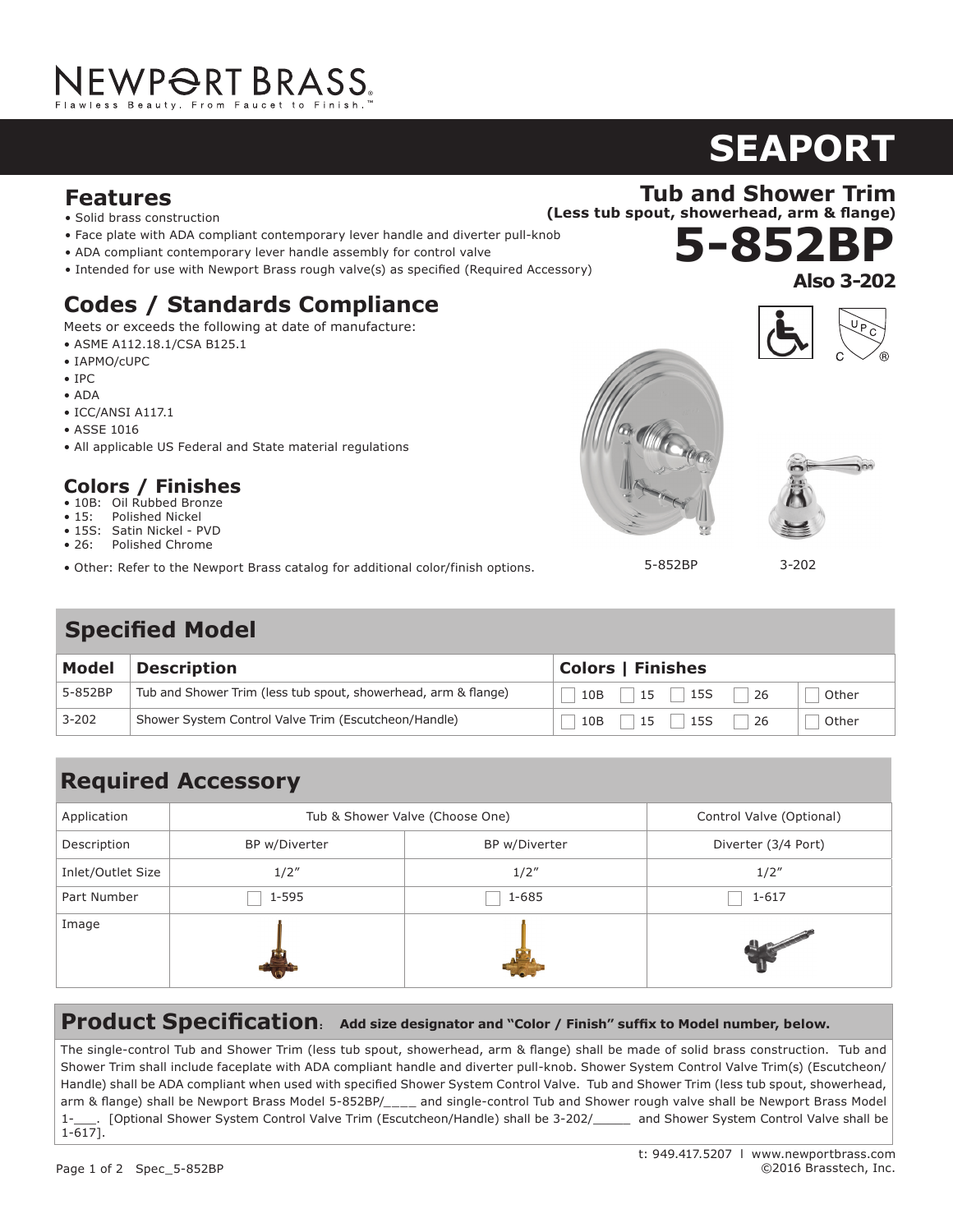NEWPORT BRASS
Flawless Beauty. From Faucet to Finish.™

# SEAPORT

## Tub and Shower Trim

**(Less tub spout, showerhead, arm & flange)**

# 5-852BP

**Also 3-202**

## Features

- Solid brass construction
- Face plate with ADA compliant contemporary lever handle and diverter pull-knob
- ADA compliant contemporary lever handle assembly for control valve
- Intended for use with Newport Brass rough valve(s) as specified (Required Accessory)

## Codes / Standards Compliance

Meets or exceeds the following at date of manufacture:

- ASME A112.18.1/CSA B125.1
- IAPMO/cUPC
- IPC
- ADA
- ICC/ANSI A117.1
- ASSE 1016
- All applicable US Federal and State material regulations

## Colors / Finishes

- 10B: Oil Rubbed Bronze
- 15: Polished Nickel
- 15S: Satin Nickel - PVD
- 26: Polished Chrome

- Other: Refer to the Newport Brass catalog for additional color/finish options.

5-852BP

3-202

## Specified Model

| Model | Description | Colors \| Finishes | |
|---|---|---|---|
| 5-852BP | Tub and Shower Trim (less tub spout, showerhead, arm & flange) | ☐ 10B ☐ 15 ☐ 15S ☐ 26 | ☐ Other |
| 3-202 | Shower System Control Valve Trim (Escutcheon/Handle) | ☐ 10B ☐ 15 ☐ 15S ☐ 26 | ☐ Other |

## Required Accessory

| Application | Tub & Shower Valve (Choose One) | | Control Valve (Optional) |
|---|---|---|---|
| Description | BP w/Diverter | BP w/Diverter | Diverter (3/4 Port) |
| Inlet/Outlet Size | 1/2″ | 1/2″ | 1/2″ |
| Part Number | ☐ 1-595 | ☐ 1-685 | ☐ 1-617 |
| Image | | | |

## Product Specification: **Add size designator and "Color / Finish" suffix to Model number, below.**

The single-control Tub and Shower Trim (less tub spout, showerhead, arm & flange) shall be made of solid brass construction. Tub and Shower Trim shall include faceplate with ADA compliant handle and diverter pull-knob. Shower System Control Valve Trim(s) (Escutcheon/Handle) shall be ADA compliant when used with specified Shower System Control Valve. Tub and Shower Trim (less tub spout, showerhead, arm & flange) shall be Newport Brass Model 5-852BP/____ and single-control Tub and Shower rough valve shall be Newport Brass Model 1-___. [Optional Shower System Control Valve Trim (Escutcheon/Handle) shall be 3-202/_____ and Shower System Control Valve shall be 1-617].

t: 949.417.5207 l www.newportbrass.com
©2016 Brasstech, Inc.

Spec_5-852BP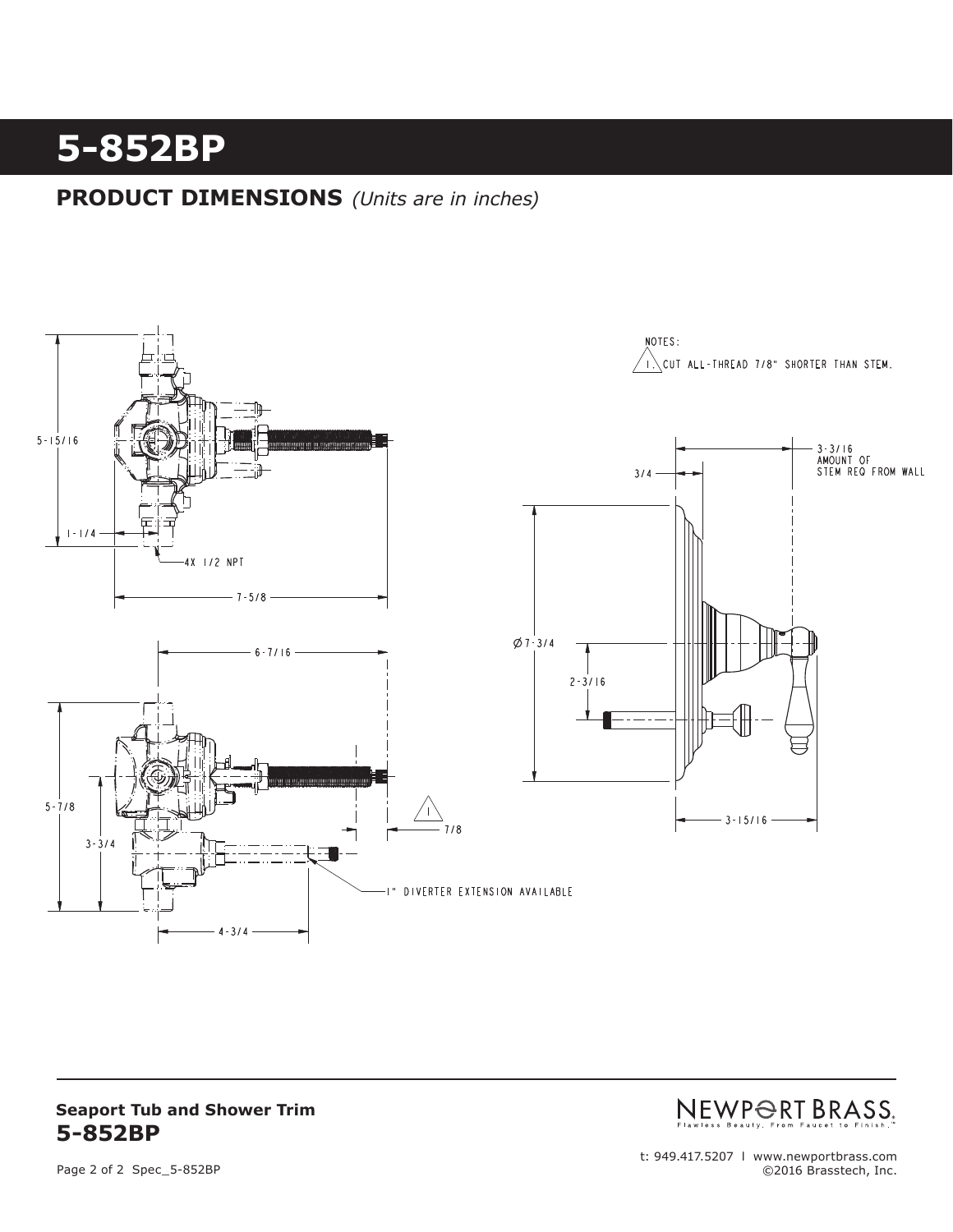# 5-852BP

## PRODUCT DIMENSIONS *(Units are in inches)*

NOTES:
1. CUT ALL-THREAD 7/8" SHORTER THAN STEM.

5-15/16

1-1/4

4X 1/2 NPT

7-5/8

6-7/16

5-7/8

3-3/4

7/8

1" DIVERTER EXTENSION AVAILABLE

4-3/4

3-3/16
AMOUNT OF
STEM REQ FROM WALL

3/4

Ø7-3/4

2-3/16

3-15/16

**Seaport Tub and Shower Trim**
**5-852BP**

NEWPORT BRASS. Flawless Beauty. From Faucet to Finish.™

t: 949.417.5207 | www.newportbrass.com
©2016 Brasstech, Inc.